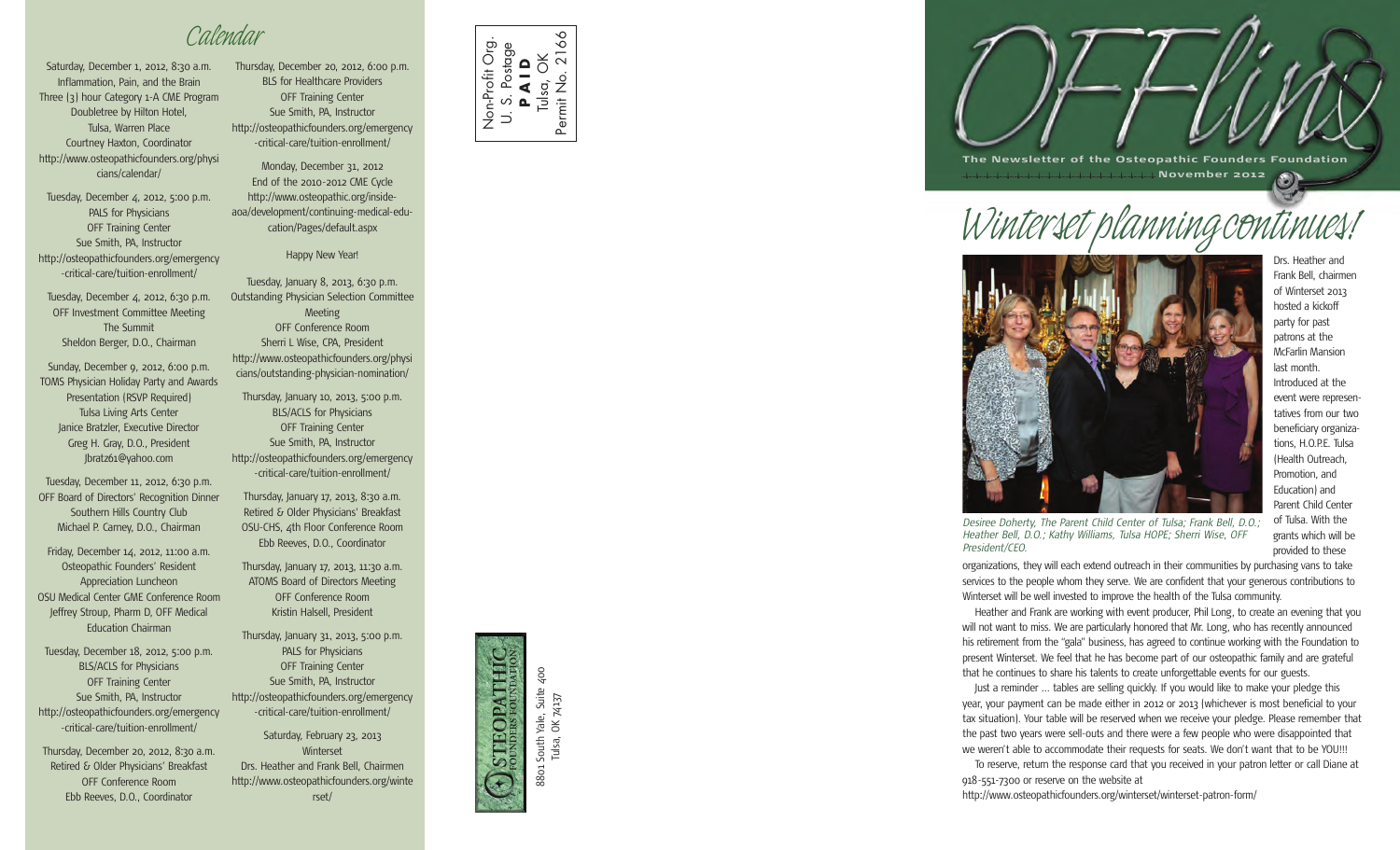# Calendar

Saturday, December 1, 2012, 8:30 a.m.
Inflammation, Pain, and the Brain
Three (3) hour Category 1-A CME Program
Doubletree by Hilton Hotel,
Tulsa, Warren Place
Courtney Haxton, Coordinator
http://www.osteopathicfounders.org/physicians/calendar/

Tuesday, December 4, 2012, 5:00 p.m.
PALS for Physicians
OFF Training Center
Sue Smith, PA, Instructor
http://osteopathicfounders.org/emergency-critical-care/tuition-enrollment/

Tuesday, December 4, 2012, 6:30 p.m.
OFF Investment Committee Meeting
The Summit
Sheldon Berger, D.O., Chairman

Sunday, December 9, 2012, 6:00 p.m.
TOMS Physician Holiday Party and Awards Presentation (RSVP Required)
Tulsa Living Arts Center
Janice Bratzler, Executive Director
Greg H. Gray, D.O., President
Jbratz61@yahoo.com

Tuesday, December 11, 2012, 6:30 p.m.
OFF Board of Directors' Recognition Dinner
Southern Hills Country Club
Michael P. Carney, D.O., Chairman

Friday, December 14, 2012, 11:00 a.m.
Osteopathic Founders' Resident Appreciation Luncheon
OSU Medical Center GME Conference Room
Jeffrey Stroup, Pharm D, OFF Medical Education Chairman

Tuesday, December 18, 2012, 5:00 p.m.
BLS/ACLS for Physicians
OFF Training Center
Sue Smith, PA, Instructor
http://osteopathicfounders.org/emergency-critical-care/tuition-enrollment/

Thursday, December 20, 2012, 8:30 a.m.
Retired & Older Physicians' Breakfast
OFF Conference Room
Ebb Reeves, D.O., Coordinator

Thursday, December 20, 2012, 6:00 p.m.
BLS for Healthcare Providers
OFF Training Center
Sue Smith, PA, Instructor
http://osteopathicfounders.org/emergency-critical-care/tuition-enrollment/

Monday, December 31, 2012
End of the 2010-2012 CME Cycle
http://www.osteopathic.org/inside-aoa/development/continuing-medical-education/Pages/default.aspx

Happy New Year!

Tuesday, January 8, 2013, 6:30 p.m.
Outstanding Physician Selection Committee Meeting
OFF Conference Room
Sherri L Wise, CPA, President
http://www.osteopathicfounders.org/physicians/outstanding-physician-nomination/

Thursday, January 10, 2013, 5:00 p.m.
BLS/ACLS for Physicians
OFF Training Center
Sue Smith, PA, Instructor
http://osteopathicfounders.org/emergency-critical-care/tuition-enrollment/

Thursday, January 17, 2013, 8:30 a.m.
Retired & Older Physicians' Breakfast
OSU-CHS, 4th Floor Conference Room
Ebb Reeves, D.O., Coordinator

Thursday, January 17, 2013, 11:30 a.m.
ATOMS Board of Directors Meeting
OFF Conference Room
Kristin Halsell, President

Thursday, January 31, 2013, 5:00 p.m.
PALS for Physicians
OFF Training Center
Sue Smith, PA, Instructor
http://osteopathicfounders.org/emergency-critical-care/tuition-enrollment/

Saturday, February 23, 2013
Winterset
Drs. Heather and Frank Bell, Chairmen
http://www.osteopathicfounders.org/winterset/

Non-Profit Org.
U. S. Postage
**PAID**
Tulsa, OK
Permit No. 2166

OSTEOPATHIC FOUNDERS FOUNDATION
8801 South Yale, Suite 400
Tulsa, OK 74137

# OFFline

**The Newsletter of the Osteopathic Founders Foundation**
**November 2012**

## Winterset planning continues!

*Desiree Doherty, The Parent Child Center of Tulsa; Frank Bell, D.O.; Heather Bell, D.O.; Kathy Williams, Tulsa HOPE; Sherri Wise, OFF President/CEO.*

Drs. Heather and Frank Bell, chairmen of Winterset 2013 hosted a kickoff party for past patrons at the McFarlin Mansion last month. Introduced at the event were representatives from our two beneficiary organizations, H.O.P.E. Tulsa (Health Outreach, Promotion, and Education) and Parent Child Center of Tulsa. With the grants which will be provided to these organizations, they will each extend outreach in their communities by purchasing vans to take services to the people whom they serve. We are confident that your generous contributions to Winterset will be well invested to improve the health of the Tulsa community.

Heather and Frank are working with event producer, Phil Long, to create an evening that you will not want to miss. We are particularly honored that Mr. Long, who has recently announced his retirement from the "gala" business, has agreed to continue working with the Foundation to present Winterset. We feel that he has become part of our osteopathic family and are grateful that he continues to share his talents to create unforgettable events for our guests.

Just a reminder ... tables are selling quickly. If you would like to make your pledge this year, your payment can be made either in 2012 or 2013 (whichever is most beneficial to your tax situation). Your table will be reserved when we receive your pledge. Please remember that the past two years were sell-outs and there were a few people who were disappointed that we weren't able to accommodate their requests for seats. We don't want that to be YOU!!!

To reserve, return the response card that you received in your patron letter or call Diane at 918-551-7300 or reserve on the website at
http://www.osteopathicfounders.org/winterset/winterset-patron-form/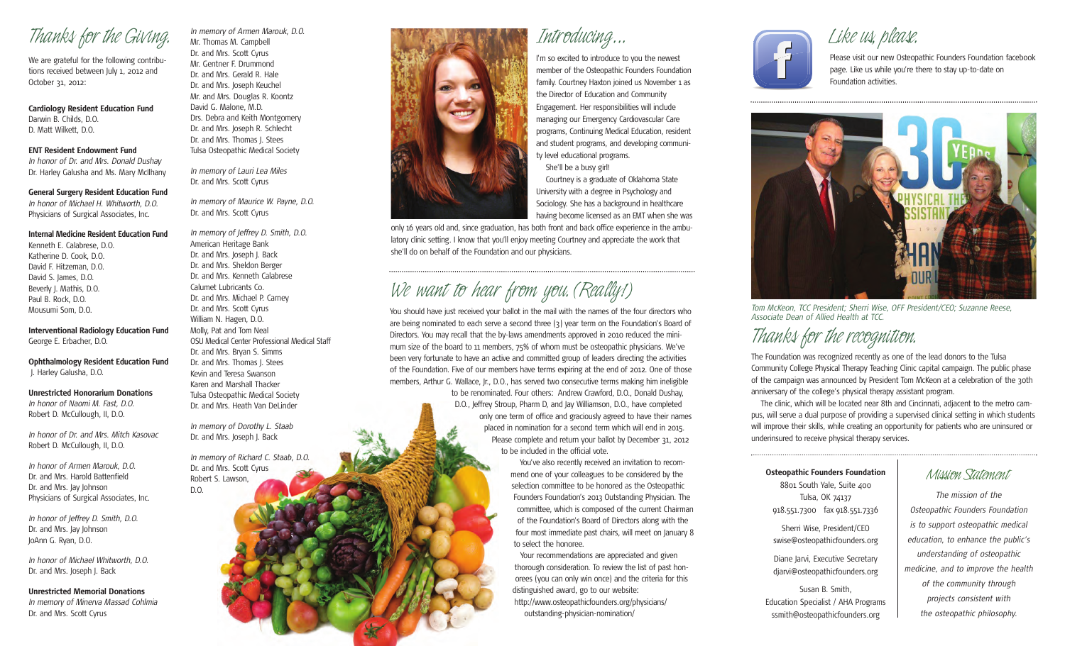# Thanks for the Giving.

We are grateful for the following contributions received between July 1, 2012 and October 31, 2012:

**Cardiology Resident Education Fund**
Darwin B. Childs, D.O.
D. Matt Wilkett, D.O.

**ENT Resident Endowment Fund**
*In honor of Dr. and Mrs. Donald Dushay*
Dr. Harley Galusha and Ms. Mary McIlhany

**General Surgery Resident Education Fund**
*In honor of Michael H. Whitworth, D.O.*
Physicians of Surgical Associates, Inc.

**Internal Medicine Resident Education Fund**
Kenneth E. Calabrese, D.O.
Katherine D. Cook, D.O.
David F. Hitzeman, D.O.
David S. James, D.O.
Beverly J. Mathis, D.O.
Paul B. Rock, D.O.
Mousumi Som, D.O.

**Interventional Radiology Education Fund**
George E. Erbacher, D.O.

**Ophthalmology Resident Education Fund**
J. Harley Galusha, D.O.

**Unrestricted Honorarium Donations**
*In honor of Naomi M. Fast, D.O.*
Robert D. McCullough, II, D.O.

*In honor of Dr. and Mrs. Mitch Kasovac*
Robert D. McCullough, II, D.O.

*In honor of Armen Marouk, D.O.*
Dr. and Mrs. Harold Battenfield
Dr. and Mrs. Jay Johnson
Physicians of Surgical Associates, Inc.

*In honor of Jeffrey D. Smith, D.O.*
Dr. and Mrs. Jay Johnson
JoAnn G. Ryan, D.O.

*In honor of Michael Whitworth, D.O.*
Dr. and Mrs. Joseph J. Back

**Unrestricted Memorial Donations**
*In memory of Minerva Massad Cohlmia*
Dr. and Mrs. Scott Cyrus

*In memory of Armen Marouk, D.O.*
Mr. Thomas M. Campbell
Dr. and Mrs. Scott Cyrus
Mr. Gentner F. Drummond
Dr. and Mrs. Gerald R. Hale
Dr. and Mrs. Joseph Keuchel
Mr. and Mrs. Douglas R. Koontz
David G. Malone, M.D.
Drs. Debra and Keith Montgomery
Dr. and Mrs. Joseph R. Schlecht
Dr. and Mrs. Thomas J. Stees
Tulsa Osteopathic Medical Society

*In memory of Lauri Lea Miles*
Dr. and Mrs. Scott Cyrus

*In memory of Maurice W. Payne, D.O.*
Dr. and Mrs. Scott Cyrus

*In memory of Jeffrey D. Smith, D.O.*
American Heritage Bank
Dr. and Mrs. Joseph J. Back
Dr. and Mrs. Sheldon Berger
Dr. and Mrs. Kenneth Calabrese
Calumet Lubricants Co.
Dr. and Mrs. Michael P. Carney
Dr. and Mrs. Scott Cyrus
William N. Hagen, D.O.
Molly, Pat and Tom Neal
OSU Medical Center Professional Medical Staff
Dr. and Mrs. Bryan S. Simms
Dr. and Mrs. Thomas J. Stees
Kevin and Teresa Swanson
Karen and Marshall Thacker
Tulsa Osteopathic Medical Society
Dr. and Mrs. Heath Van DeLinder

*In memory of Dorothy L. Staab*
Dr. and Mrs. Joseph J. Back

*In memory of Richard C. Staab, D.O.*
Dr. and Mrs. Scott Cyrus
Robert S. Lawson, D.O.

# Introducing...

I'm so excited to introduce to you the newest member of the Osteopathic Founders Foundation family. Courtney Haxton joined us November 1 as the Director of Education and Community Engagement. Her responsibilities will include managing our Emergency Cardiovascular Care programs, Continuing Medical Education, resident and student programs, and developing community level educational programs.

She'll be a busy girl!

Courtney is a graduate of Oklahoma State University with a degree in Psychology and Sociology. She has a background in healthcare having become licensed as an EMT when she was only 16 years old and, since graduation, has both front and back office experience in the ambulatory clinic setting. I know that you'll enjoy meeting Courtney and appreciate the work that she'll do on behalf of the Foundation and our physicians.

# We want to hear from you. (Really!)

You should have just received your ballot in the mail with the names of the four directors who are being nominated to each serve a second three (3) year term on the Foundation's Board of Directors. You may recall that the by-laws amendments approved in 2010 reduced the minimum size of the board to 11 members, 75% of whom must be osteopathic physicians. We've been very fortunate to have an active and committed group of leaders directing the activities of the Foundation. Five of our members have terms expiring at the end of 2012. One of those members, Arthur G. Wallace, Jr., D.O., has served two consecutive terms making him ineligible to be renominated. Four others: Andrew Crawford, D.O., Donald Dushay, D.O., Jeffrey Stroup, Pharm D, and Jay Williamson, D.O., have completed only one term of office and graciously agreed to have their names placed in nomination for a second term which will end in 2015. Please complete and return your ballot by December 31, 2012 to be included in the official vote.

You've also recently received an invitation to recommend one of your colleagues to be considered by the selection committee to be honored as the Osteopathic Founders Foundation's 2013 Outstanding Physician. The committee, which is composed of the current Chairman of the Foundation's Board of Directors along with the four most immediate past chairs, will meet on January 8 to select the honoree.

Your recommendations are appreciated and given thorough consideration. To review the list of past honorees (you can only win once) and the criteria for this distinguished award, go to our website: http://www.osteopathicfounders.org/physicians/outstanding-physician-nomination/

# Like us, please.

Please visit our new Osteopathic Founders Foundation facebook page. Like us while you're there to stay up-to-date on Foundation activities.

*Tom McKeon, TCC President; Sherri Wise, OFF President/CEO; Suzanne Reese, Associate Dean of Allied Health at TCC.*

# Thanks for the recognition.

The Foundation was recognized recently as one of the lead donors to the Tulsa Community College Physical Therapy Teaching Clinic capital campaign. The public phase of the campaign was announced by President Tom McKeon at a celebration of the 30th anniversary of the college's physical therapy assistant program.

The clinic, which will be located near 8th and Cincinnati, adjacent to the metro campus, will serve a dual purpose of providing a supervised clinical setting in which students will improve their skills, while creating an opportunity for patients who are uninsured or underinsured to receive physical therapy services.

**Osteopathic Founders Foundation**
8801 South Yale, Suite 400
Tulsa, OK 74137
918.551.7300 fax 918.551.7336

Sherri Wise, President/CEO
swise@osteopathicfounders.org

Diane Jarvi, Executive Secretary
djarvi@osteopathicfounders.org

Susan B. Smith,
Education Specialist / AHA Programs
ssmith@osteopathicfounders.org

## Mission Statement

*The mission of the Osteopathic Founders Foundation is to support osteopathic medical education, to enhance the public's understanding of osteopathic medicine, and to improve the health of the community through projects consistent with the osteopathic philosophy.*